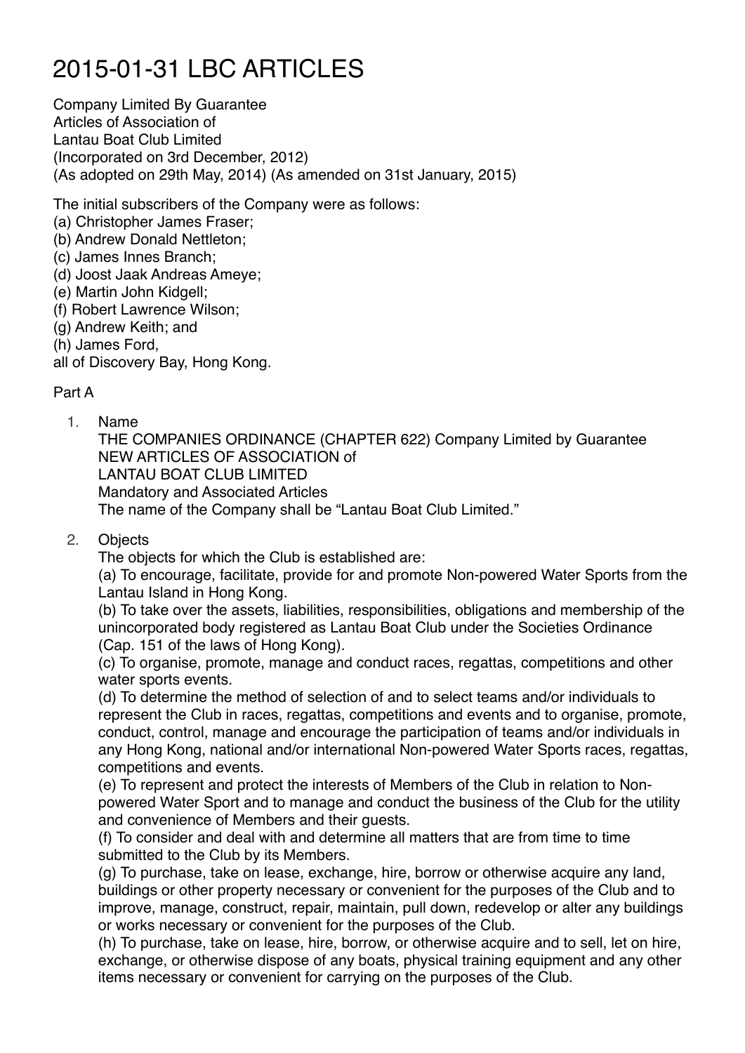# 2015-01-31 LBC ARTICLES

Company Limited By Guarantee
Articles of Association of
Lantau Boat Club Limited
(Incorporated on 3rd December, 2012)
(As adopted on 29th May, 2014) (As amended on 31st January, 2015)

The initial subscribers of the Company were as follows:
(a) Christopher James Fraser;
(b) Andrew Donald Nettleton;
(c) James Innes Branch;
(d) Joost Jaak Andreas Ameye;
(e) Martin John Kidgell;
(f) Robert Lawrence Wilson;
(g) Andrew Keith; and
(h) James Ford,
all of Discovery Bay, Hong Kong.

Part A

1. Name
   THE COMPANIES ORDINANCE (CHAPTER 622) Company Limited by Guarantee
   NEW ARTICLES OF ASSOCIATION of
   LANTAU BOAT CLUB LIMITED
   Mandatory and Associated Articles
   The name of the Company shall be "Lantau Boat Club Limited."

2. Objects
   The objects for which the Club is established are:
   (a) To encourage, facilitate, provide for and promote Non-powered Water Sports from the Lantau Island in Hong Kong.
   (b) To take over the assets, liabilities, responsibilities, obligations and membership of the unincorporated body registered as Lantau Boat Club under the Societies Ordinance (Cap. 151 of the laws of Hong Kong).
   (c) To organise, promote, manage and conduct races, regattas, competitions and other water sports events.
   (d) To determine the method of selection of and to select teams and/or individuals to represent the Club in races, regattas, competitions and events and to organise, promote, conduct, control, manage and encourage the participation of teams and/or individuals in any Hong Kong, national and/or international Non-powered Water Sports races, regattas, competitions and events.
   (e) To represent and protect the interests of Members of the Club in relation to Non-powered Water Sport and to manage and conduct the business of the Club for the utility and convenience of Members and their guests.
   (f) To consider and deal with and determine all matters that are from time to time submitted to the Club by its Members.
   (g) To purchase, take on lease, exchange, hire, borrow or otherwise acquire any land, buildings or other property necessary or convenient for the purposes of the Club and to improve, manage, construct, repair, maintain, pull down, redevelop or alter any buildings or works necessary or convenient for the purposes of the Club.
   (h) To purchase, take on lease, hire, borrow, or otherwise acquire and to sell, let on hire, exchange, or otherwise dispose of any boats, physical training equipment and any other items necessary or convenient for carrying on the purposes of the Club.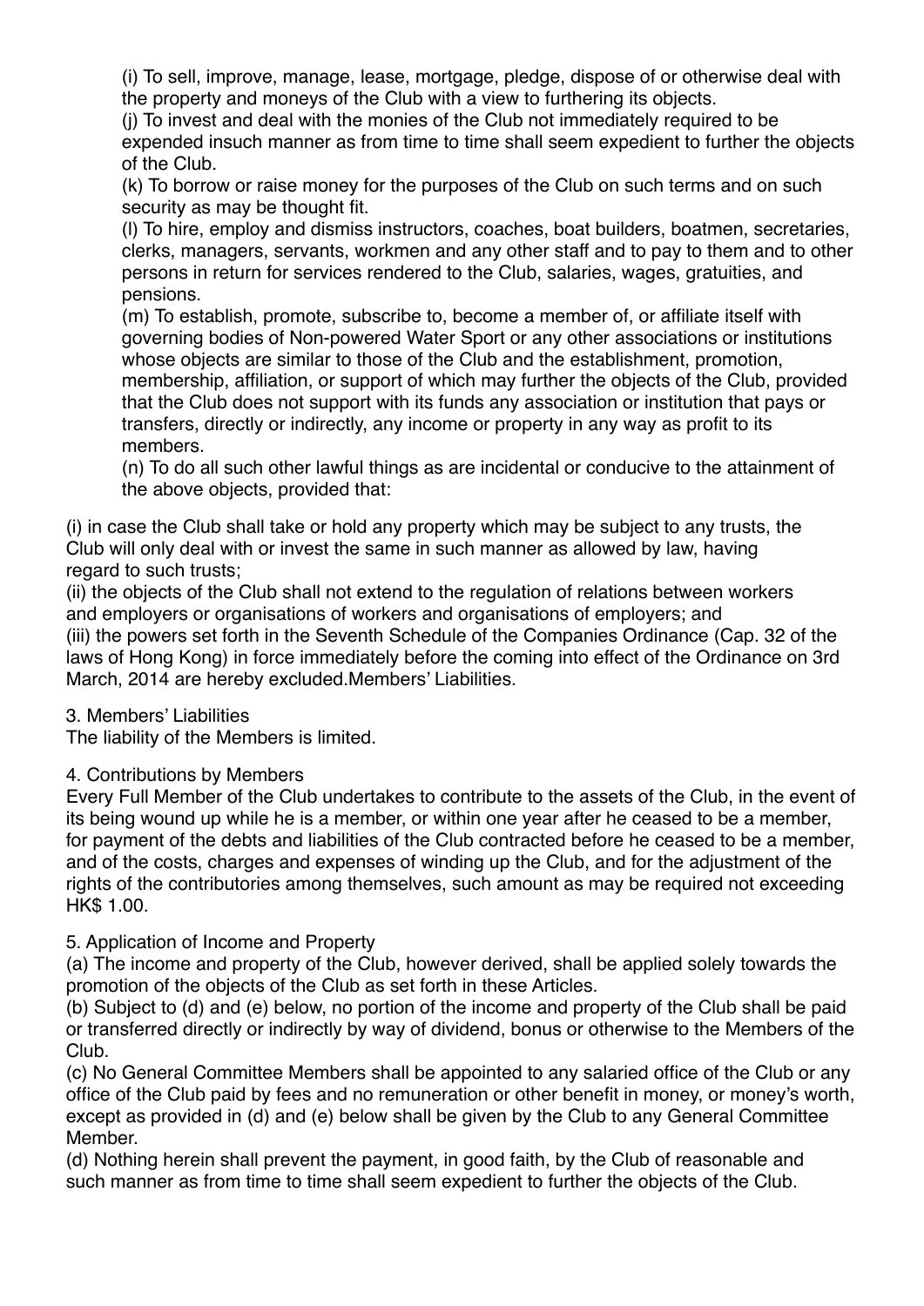(i) To sell, improve, manage, lease, mortgage, pledge, dispose of or otherwise deal with the property and moneys of the Club with a view to furthering its objects.
(j) To invest and deal with the monies of the Club not immediately required to be expended insuch manner as from time to time shall seem expedient to further the objects of the Club.
(k) To borrow or raise money for the purposes of the Club on such terms and on such security as may be thought fit.
(l) To hire, employ and dismiss instructors, coaches, boat builders, boatmen, secretaries, clerks, managers, servants, workmen and any other staff and to pay to them and to other persons in return for services rendered to the Club, salaries, wages, gratuities, and pensions.
(m) To establish, promote, subscribe to, become a member of, or affiliate itself with governing bodies of Non-powered Water Sport or any other associations or institutions whose objects are similar to those of the Club and the establishment, promotion, membership, affiliation, or support of which may further the objects of the Club, provided that the Club does not support with its funds any association or institution that pays or transfers, directly or indirectly, any income or property in any way as profit to its members.
(n) To do all such other lawful things as are incidental or conducive to the attainment of the above objects, provided that:

(i) in case the Club shall take or hold any property which may be subject to any trusts, the Club will only deal with or invest the same in such manner as allowed by law, having regard to such trusts;
(ii) the objects of the Club shall not extend to the regulation of relations between workers and employers or organisations of workers and organisations of employers; and
(iii) the powers set forth in the Seventh Schedule of the Companies Ordinance (Cap. 32 of the laws of Hong Kong) in force immediately before the coming into effect of the Ordinance on 3rd March, 2014 are hereby excluded.Members' Liabilities.

3. Members' Liabilities
The liability of the Members is limited.

4. Contributions by Members
Every Full Member of the Club undertakes to contribute to the assets of the Club, in the event of its being wound up while he is a member, or within one year after he ceased to be a member, for payment of the debts and liabilities of the Club contracted before he ceased to be a member, and of the costs, charges and expenses of winding up the Club, and for the adjustment of the rights of the contributories among themselves, such amount as may be required not exceeding HK$ 1.00.

5. Application of Income and Property
(a) The income and property of the Club, however derived, shall be applied solely towards the promotion of the objects of the Club as set forth in these Articles.
(b) Subject to (d) and (e) below, no portion of the income and property of the Club shall be paid or transferred directly or indirectly by way of dividend, bonus or otherwise to the Members of the Club.
(c) No General Committee Members shall be appointed to any salaried office of the Club or any office of the Club paid by fees and no remuneration or other benefit in money, or money's worth, except as provided in (d) and (e) below shall be given by the Club to any General Committee Member.
(d) Nothing herein shall prevent the payment, in good faith, by the Club of reasonable and such manner as from time to time shall seem expedient to further the objects of the Club.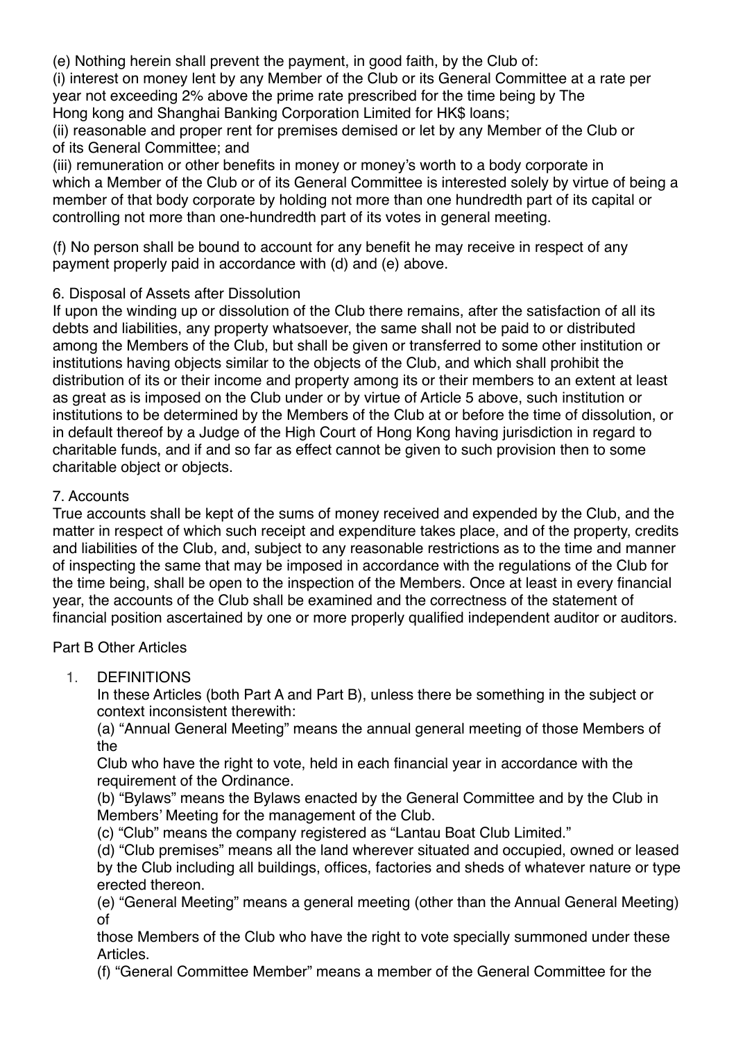(e) Nothing herein shall prevent the payment, in good faith, by the Club of:

(i) interest on money lent by any Member of the Club or its General Committee at a rate per year not exceeding 2% above the prime rate prescribed for the time being by The Hong kong and Shanghai Banking Corporation Limited for HK$ loans;

(ii) reasonable and proper rent for premises demised or let by any Member of the Club or of its General Committee; and

(iii) remuneration or other benefits in money or money's worth to a body corporate in which a Member of the Club or of its General Committee is interested solely by virtue of being a member of that body corporate by holding not more than one hundredth part of its capital or controlling not more than one-hundredth part of its votes in general meeting.

(f) No person shall be bound to account for any benefit he may receive in respect of any payment properly paid in accordance with (d) and (e) above.

6. Disposal of Assets after Dissolution

If upon the winding up or dissolution of the Club there remains, after the satisfaction of all its debts and liabilities, any property whatsoever, the same shall not be paid to or distributed among the Members of the Club, but shall be given or transferred to some other institution or institutions having objects similar to the objects of the Club, and which shall prohibit the distribution of its or their income and property among its or their members to an extent at least as great as is imposed on the Club under or by virtue of Article 5 above, such institution or institutions to be determined by the Members of the Club at or before the time of dissolution, or in default thereof by a Judge of the High Court of Hong Kong having jurisdiction in regard to charitable funds, and if and so far as effect cannot be given to such provision then to some charitable object or objects.

7. Accounts

True accounts shall be kept of the sums of money received and expended by the Club, and the matter in respect of which such receipt and expenditure takes place, and of the property, credits and liabilities of the Club, and, subject to any reasonable restrictions as to the time and manner of inspecting the same that may be imposed in accordance with the regulations of the Club for the time being, shall be open to the inspection of the Members. Once at least in every financial year, the accounts of the Club shall be examined and the correctness of the statement of financial position ascertained by one or more properly qualified independent auditor or auditors.

Part B Other Articles

1. DEFINITIONS

   In these Articles (both Part A and Part B), unless there be something in the subject or context inconsistent therewith:

   (a) "Annual General Meeting" means the annual general meeting of those Members of the Club who have the right to vote, held in each financial year in accordance with the requirement of the Ordinance.

   (b) "Bylaws" means the Bylaws enacted by the General Committee and by the Club in Members' Meeting for the management of the Club.

   (c) "Club" means the company registered as "Lantau Boat Club Limited."

   (d) "Club premises" means all the land wherever situated and occupied, owned or leased by the Club including all buildings, offices, factories and sheds of whatever nature or type erected thereon.

   (e) "General Meeting" means a general meeting (other than the Annual General Meeting) of those Members of the Club who have the right to vote specially summoned under these Articles.

   (f) "General Committee Member" means a member of the General Committee for the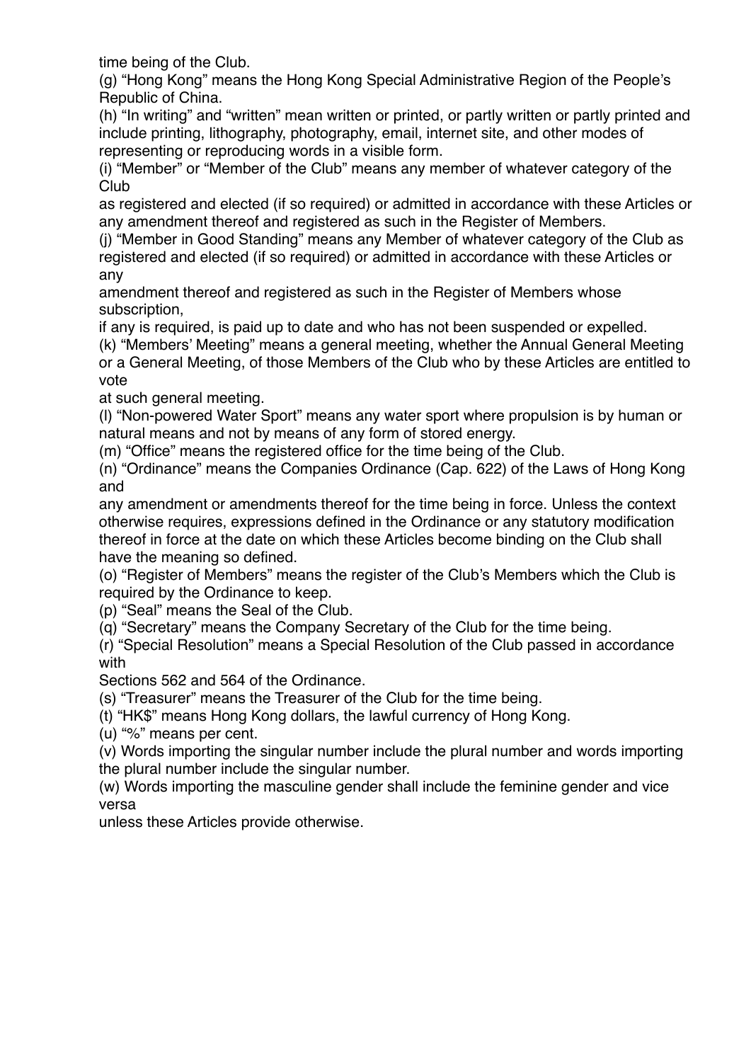time being of the Club.

(g) “Hong Kong” means the Hong Kong Special Administrative Region of the People’s Republic of China.

(h) “In writing” and “written” mean written or printed, or partly written or partly printed and include printing, lithography, photography, email, internet site, and other modes of representing or reproducing words in a visible form.

(i) “Member” or “Member of the Club” means any member of whatever category of the Club as registered and elected (if so required) or admitted in accordance with these Articles or any amendment thereof and registered as such in the Register of Members.

(j) “Member in Good Standing” means any Member of whatever category of the Club as registered and elected (if so required) or admitted in accordance with these Articles or any amendment thereof and registered as such in the Register of Members whose subscription, if any is required, is paid up to date and who has not been suspended or expelled.

(k) “Members’ Meeting” means a general meeting, whether the Annual General Meeting or a General Meeting, of those Members of the Club who by these Articles are entitled to vote at such general meeting.

(l) “Non-powered Water Sport” means any water sport where propulsion is by human or natural means and not by means of any form of stored energy.

(m) “Office” means the registered office for the time being of the Club.

(n) “Ordinance” means the Companies Ordinance (Cap. 622) of the Laws of Hong Kong and any amendment or amendments thereof for the time being in force. Unless the context otherwise requires, expressions defined in the Ordinance or any statutory modification thereof in force at the date on which these Articles become binding on the Club shall have the meaning so defined.

(o) “Register of Members” means the register of the Club’s Members which the Club is required by the Ordinance to keep.

(p) “Seal” means the Seal of the Club.

(q) “Secretary” means the Company Secretary of the Club for the time being.

(r) “Special Resolution” means a Special Resolution of the Club passed in accordance with Sections 562 and 564 of the Ordinance.

(s) “Treasurer” means the Treasurer of the Club for the time being.

(t) “HK$” means Hong Kong dollars, the lawful currency of Hong Kong.

(u) “%” means per cent.

(v) Words importing the singular number include the plural number and words importing the plural number include the singular number.

(w) Words importing the masculine gender shall include the feminine gender and vice versa unless these Articles provide otherwise.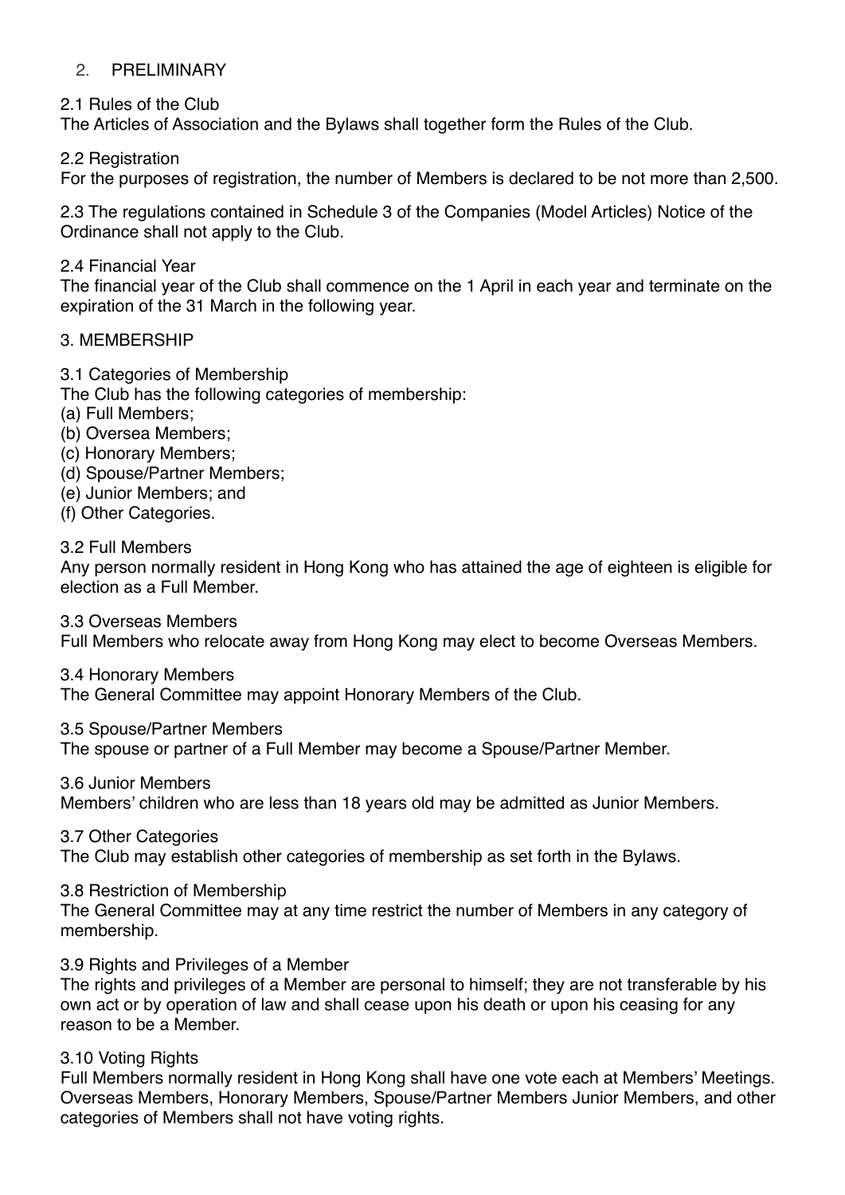## 2. PRELIMINARY

2.1 Rules of the Club
The Articles of Association and the Bylaws shall together form the Rules of the Club.

2.2 Registration
For the purposes of registration, the number of Members is declared to be not more than 2,500.

2.3 The regulations contained in Schedule 3 of the Companies (Model Articles) Notice of the Ordinance shall not apply to the Club.

2.4 Financial Year
The financial year of the Club shall commence on the 1 April in each year and terminate on the expiration of the 31 March in the following year.

## 3. MEMBERSHIP

3.1 Categories of Membership
The Club has the following categories of membership:
(a) Full Members;
(b) Oversea Members;
(c) Honorary Members;
(d) Spouse/Partner Members;
(e) Junior Members; and
(f) Other Categories.

3.2 Full Members
Any person normally resident in Hong Kong who has attained the age of eighteen is eligible for election as a Full Member.

3.3 Overseas Members
Full Members who relocate away from Hong Kong may elect to become Overseas Members.

3.4 Honorary Members
The General Committee may appoint Honorary Members of the Club.

3.5 Spouse/Partner Members
The spouse or partner of a Full Member may become a Spouse/Partner Member.

3.6 Junior Members
Members' children who are less than 18 years old may be admitted as Junior Members.

3.7 Other Categories
The Club may establish other categories of membership as set forth in the Bylaws.

3.8 Restriction of Membership
The General Committee may at any time restrict the number of Members in any category of membership.

3.9 Rights and Privileges of a Member
The rights and privileges of a Member are personal to himself; they are not transferable by his own act or by operation of law and shall cease upon his death or upon his ceasing for any reason to be a Member.

3.10 Voting Rights
Full Members normally resident in Hong Kong shall have one vote each at Members' Meetings. Overseas Members, Honorary Members, Spouse/Partner Members Junior Members, and other categories of Members shall not have voting rights.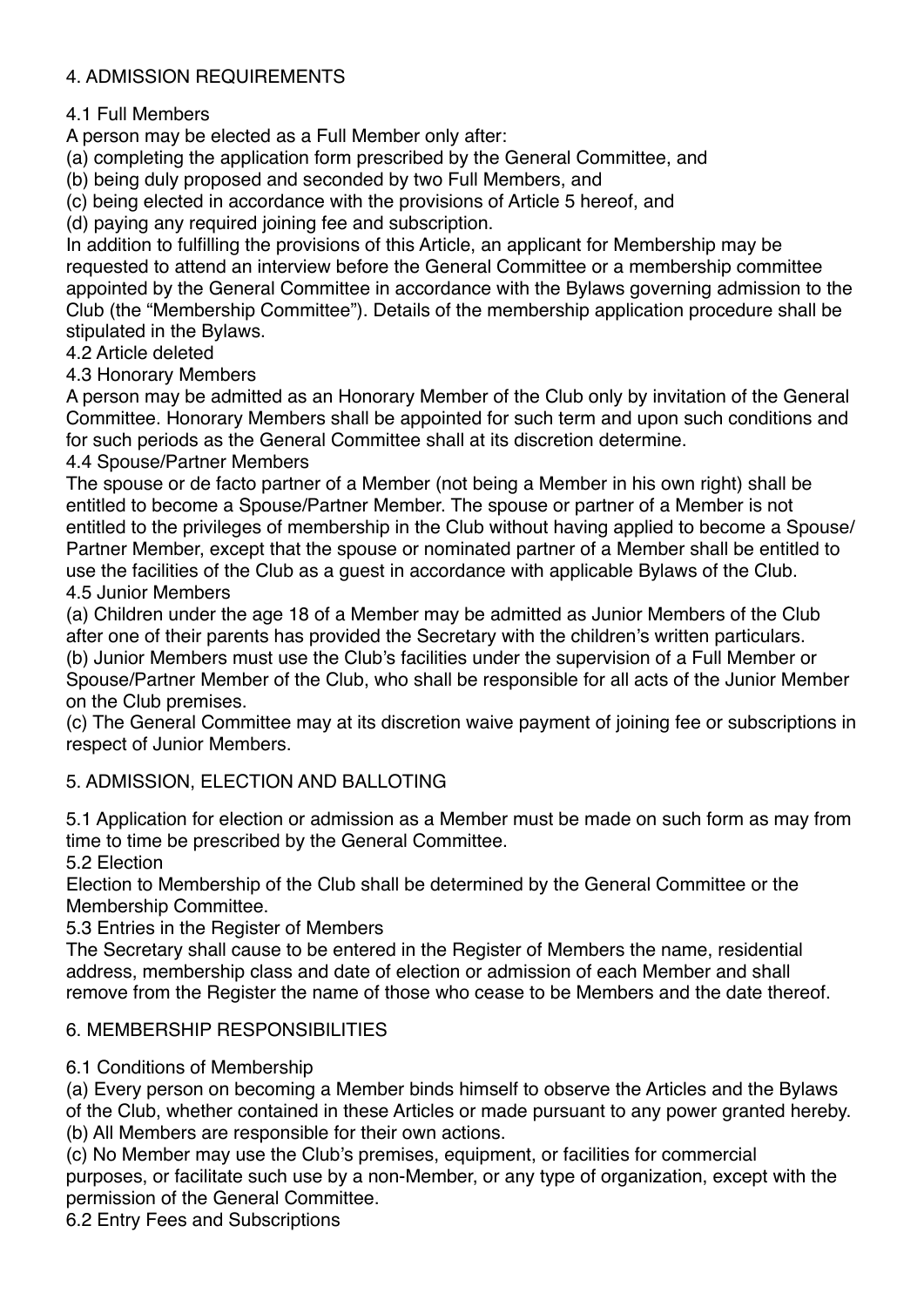## 4. ADMISSION REQUIREMENTS

### 4.1 Full Members

A person may be elected as a Full Member only after:

(a) completing the application form prescribed by the General Committee, and

(b) being duly proposed and seconded by two Full Members, and

(c) being elected in accordance with the provisions of Article 5 hereof, and

(d) paying any required joining fee and subscription.

In addition to fulfilling the provisions of this Article, an applicant for Membership may be requested to attend an interview before the General Committee or a membership committee appointed by the General Committee in accordance with the Bylaws governing admission to the Club (the "Membership Committee"). Details of the membership application procedure shall be stipulated in the Bylaws.

### 4.2 Article deleted

### 4.3 Honorary Members

A person may be admitted as an Honorary Member of the Club only by invitation of the General Committee. Honorary Members shall be appointed for such term and upon such conditions and for such periods as the General Committee shall at its discretion determine.

### 4.4 Spouse/Partner Members

The spouse or de facto partner of a Member (not being a Member in his own right) shall be entitled to become a Spouse/Partner Member. The spouse or partner of a Member is not entitled to the privileges of membership in the Club without having applied to become a Spouse/Partner Member, except that the spouse or nominated partner of a Member shall be entitled to use the facilities of the Club as a guest in accordance with applicable Bylaws of the Club.

### 4.5 Junior Members

(a) Children under the age 18 of a Member may be admitted as Junior Members of the Club after one of their parents has provided the Secretary with the children's written particulars.

(b) Junior Members must use the Club's facilities under the supervision of a Full Member or Spouse/Partner Member of the Club, who shall be responsible for all acts of the Junior Member on the Club premises.

(c) The General Committee may at its discretion waive payment of joining fee or subscriptions in respect of Junior Members.

## 5. ADMISSION, ELECTION AND BALLOTING

5.1 Application for election or admission as a Member must be made on such form as may from time to time be prescribed by the General Committee.

### 5.2 Election

Election to Membership of the Club shall be determined by the General Committee or the Membership Committee.

### 5.3 Entries in the Register of Members

The Secretary shall cause to be entered in the Register of Members the name, residential address, membership class and date of election or admission of each Member and shall remove from the Register the name of those who cease to be Members and the date thereof.

## 6. MEMBERSHIP RESPONSIBILITIES

### 6.1 Conditions of Membership

(a) Every person on becoming a Member binds himself to observe the Articles and the Bylaws of the Club, whether contained in these Articles or made pursuant to any power granted hereby.

(b) All Members are responsible for their own actions.

(c) No Member may use the Club's premises, equipment, or facilities for commercial purposes, or facilitate such use by a non-Member, or any type of organization, except with the permission of the General Committee.

### 6.2 Entry Fees and Subscriptions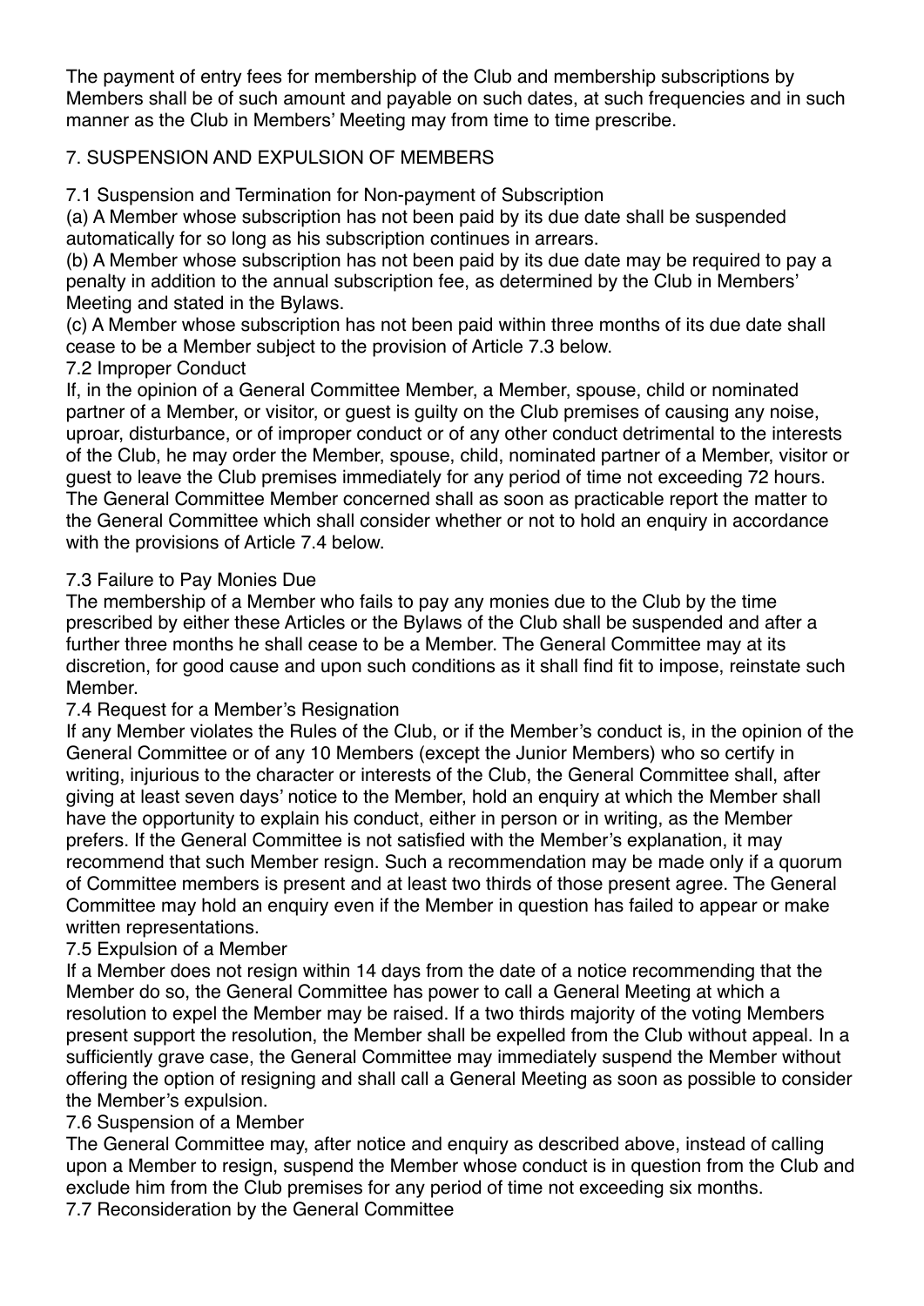The payment of entry fees for membership of the Club and membership subscriptions by Members shall be of such amount and payable on such dates, at such frequencies and in such manner as the Club in Members' Meeting may from time to time prescribe.

## 7. SUSPENSION AND EXPULSION OF MEMBERS

### 7.1 Suspension and Termination for Non-payment of Subscription

(a) A Member whose subscription has not been paid by its due date shall be suspended automatically for so long as his subscription continues in arrears.

(b) A Member whose subscription has not been paid by its due date may be required to pay a penalty in addition to the annual subscription fee, as determined by the Club in Members' Meeting and stated in the Bylaws.

(c) A Member whose subscription has not been paid within three months of its due date shall cease to be a Member subject to the provision of Article 7.3 below.

### 7.2 Improper Conduct

If, in the opinion of a General Committee Member, a Member, spouse, child or nominated partner of a Member, or visitor, or guest is guilty on the Club premises of causing any noise, uproar, disturbance, or of improper conduct or of any other conduct detrimental to the interests of the Club, he may order the Member, spouse, child, nominated partner of a Member, visitor or guest to leave the Club premises immediately for any period of time not exceeding 72 hours. The General Committee Member concerned shall as soon as practicable report the matter to the General Committee which shall consider whether or not to hold an enquiry in accordance with the provisions of Article 7.4 below.

### 7.3 Failure to Pay Monies Due

The membership of a Member who fails to pay any monies due to the Club by the time prescribed by either these Articles or the Bylaws of the Club shall be suspended and after a further three months he shall cease to be a Member. The General Committee may at its discretion, for good cause and upon such conditions as it shall find fit to impose, reinstate such Member.

### 7.4 Request for a Member's Resignation

If any Member violates the Rules of the Club, or if the Member's conduct is, in the opinion of the General Committee or of any 10 Members (except the Junior Members) who so certify in writing, injurious to the character or interests of the Club, the General Committee shall, after giving at least seven days' notice to the Member, hold an enquiry at which the Member shall have the opportunity to explain his conduct, either in person or in writing, as the Member prefers. If the General Committee is not satisfied with the Member's explanation, it may recommend that such Member resign. Such a recommendation may be made only if a quorum of Committee members is present and at least two thirds of those present agree. The General Committee may hold an enquiry even if the Member in question has failed to appear or make written representations.

### 7.5 Expulsion of a Member

If a Member does not resign within 14 days from the date of a notice recommending that the Member do so, the General Committee has power to call a General Meeting at which a resolution to expel the Member may be raised. If a two thirds majority of the voting Members present support the resolution, the Member shall be expelled from the Club without appeal. In a sufficiently grave case, the General Committee may immediately suspend the Member without offering the option of resigning and shall call a General Meeting as soon as possible to consider the Member's expulsion.

### 7.6 Suspension of a Member

The General Committee may, after notice and enquiry as described above, instead of calling upon a Member to resign, suspend the Member whose conduct is in question from the Club and exclude him from the Club premises for any period of time not exceeding six months.

### 7.7 Reconsideration by the General Committee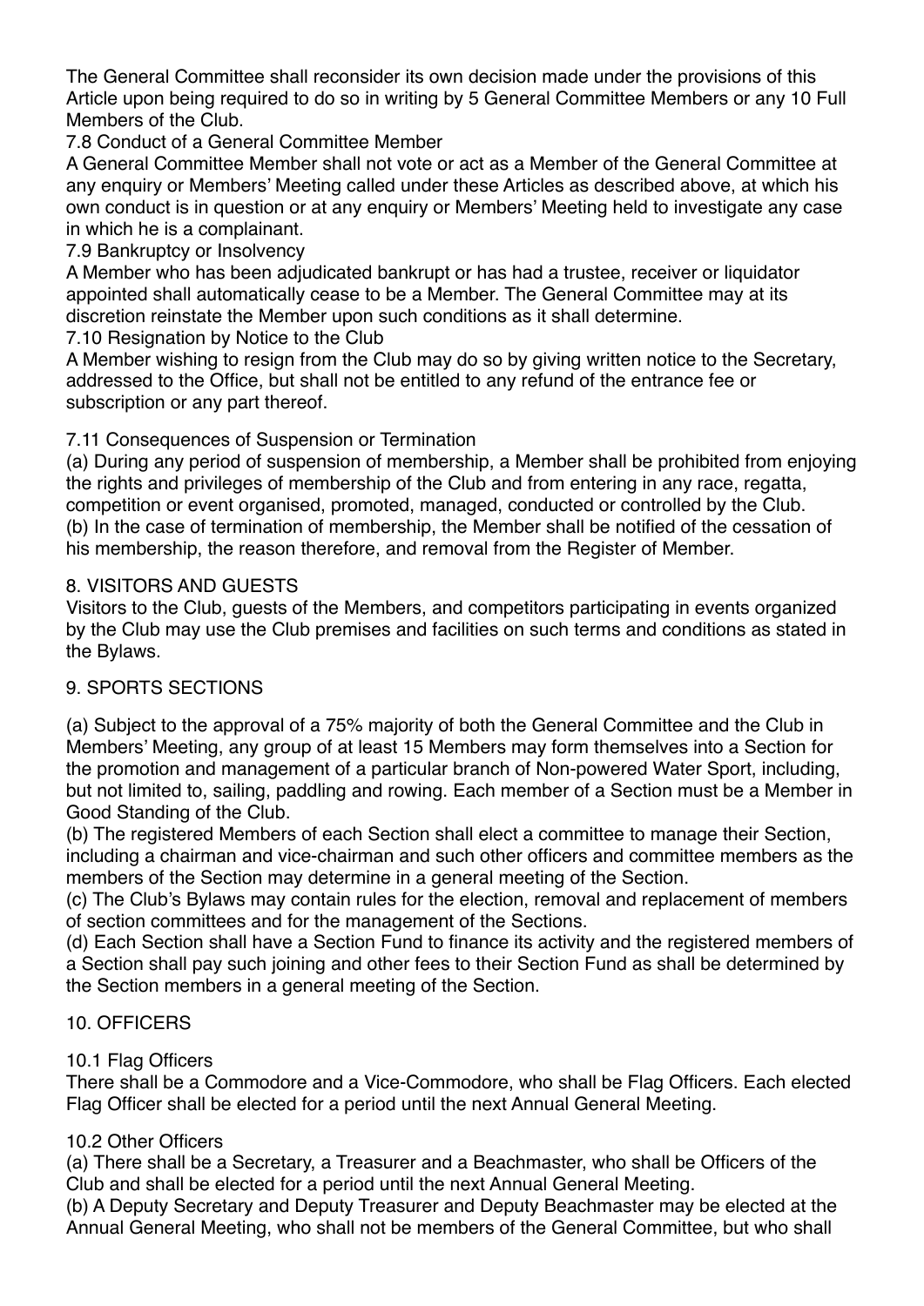The General Committee shall reconsider its own decision made under the provisions of this Article upon being required to do so in writing by 5 General Committee Members or any 10 Full Members of the Club.

### 7.8 Conduct of a General Committee Member

A General Committee Member shall not vote or act as a Member of the General Committee at any enquiry or Members' Meeting called under these Articles as described above, at which his own conduct is in question or at any enquiry or Members' Meeting held to investigate any case in which he is a complainant.

### 7.9 Bankruptcy or Insolvency

A Member who has been adjudicated bankrupt or has had a trustee, receiver or liquidator appointed shall automatically cease to be a Member. The General Committee may at its discretion reinstate the Member upon such conditions as it shall determine.

### 7.10 Resignation by Notice to the Club

A Member wishing to resign from the Club may do so by giving written notice to the Secretary, addressed to the Office, but shall not be entitled to any refund of the entrance fee or subscription or any part thereof.

### 7.11 Consequences of Suspension or Termination

(a) During any period of suspension of membership, a Member shall be prohibited from enjoying the rights and privileges of membership of the Club and from entering in any race, regatta, competition or event organised, promoted, managed, conducted or controlled by the Club.
(b) In the case of termination of membership, the Member shall be notified of the cessation of his membership, the reason therefore, and removal from the Register of Member.

## 8. VISITORS AND GUESTS

Visitors to the Club, guests of the Members, and competitors participating in events organized by the Club may use the Club premises and facilities on such terms and conditions as stated in the Bylaws.

## 9. SPORTS SECTIONS

(a) Subject to the approval of a 75% majority of both the General Committee and the Club in Members' Meeting, any group of at least 15 Members may form themselves into a Section for the promotion and management of a particular branch of Non-powered Water Sport, including, but not limited to, sailing, paddling and rowing. Each member of a Section must be a Member in Good Standing of the Club.
(b) The registered Members of each Section shall elect a committee to manage their Section, including a chairman and vice-chairman and such other officers and committee members as the members of the Section may determine in a general meeting of the Section.
(c) The Club's Bylaws may contain rules for the election, removal and replacement of members of section committees and for the management of the Sections.
(d) Each Section shall have a Section Fund to finance its activity and the registered members of a Section shall pay such joining and other fees to their Section Fund as shall be determined by the Section members in a general meeting of the Section.

## 10. OFFICERS

### 10.1 Flag Officers

There shall be a Commodore and a Vice-Commodore, who shall be Flag Officers. Each elected Flag Officer shall be elected for a period until the next Annual General Meeting.

### 10.2 Other Officers

(a) There shall be a Secretary, a Treasurer and a Beachmaster, who shall be Officers of the Club and shall be elected for a period until the next Annual General Meeting.
(b) A Deputy Secretary and Deputy Treasurer and Deputy Beachmaster may be elected at the Annual General Meeting, who shall not be members of the General Committee, but who shall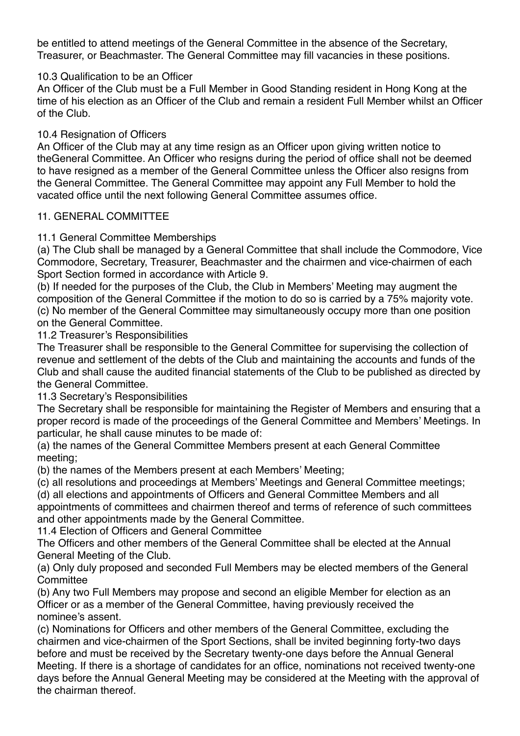be entitled to attend meetings of the General Committee in the absence of the Secretary, Treasurer, or Beachmaster. The General Committee may fill vacancies in these positions.

10.3 Qualification to be an Officer

An Officer of the Club must be a Full Member in Good Standing resident in Hong Kong at the time of his election as an Officer of the Club and remain a resident Full Member whilst an Officer of the Club.

10.4 Resignation of Officers

An Officer of the Club may at any time resign as an Officer upon giving written notice to theGeneral Committee. An Officer who resigns during the period of office shall not be deemed to have resigned as a member of the General Committee unless the Officer also resigns from the General Committee. The General Committee may appoint any Full Member to hold the vacated office until the next following General Committee assumes office.

## 11. GENERAL COMMITTEE

11.1 General Committee Memberships

(a) The Club shall be managed by a General Committee that shall include the Commodore, Vice Commodore, Secretary, Treasurer, Beachmaster and the chairmen and vice-chairmen of each Sport Section formed in accordance with Article 9.

(b) If needed for the purposes of the Club, the Club in Members' Meeting may augment the composition of the General Committee if the motion to do so is carried by a 75% majority vote.

(c) No member of the General Committee may simultaneously occupy more than one position on the General Committee.

11.2 Treasurer's Responsibilities

The Treasurer shall be responsible to the General Committee for supervising the collection of revenue and settlement of the debts of the Club and maintaining the accounts and funds of the Club and shall cause the audited financial statements of the Club to be published as directed by the General Committee.

11.3 Secretary's Responsibilities

The Secretary shall be responsible for maintaining the Register of Members and ensuring that a proper record is made of the proceedings of the General Committee and Members' Meetings. In particular, he shall cause minutes to be made of:

(a) the names of the General Committee Members present at each General Committee meeting;

(b) the names of the Members present at each Members' Meeting;

(c) all resolutions and proceedings at Members' Meetings and General Committee meetings;

(d) all elections and appointments of Officers and General Committee Members and all appointments of committees and chairmen thereof and terms of reference of such committees and other appointments made by the General Committee.

11.4 Election of Officers and General Committee

The Officers and other members of the General Committee shall be elected at the Annual General Meeting of the Club.

(a) Only duly proposed and seconded Full Members may be elected members of the General Committee

(b) Any two Full Members may propose and second an eligible Member for election as an Officer or as a member of the General Committee, having previously received the nominee's assent.

(c) Nominations for Officers and other members of the General Committee, excluding the chairmen and vice-chairmen of the Sport Sections, shall be invited beginning forty-two days before and must be received by the Secretary twenty-one days before the Annual General Meeting. If there is a shortage of candidates for an office, nominations not received twenty-one days before the Annual General Meeting may be considered at the Meeting with the approval of the chairman thereof.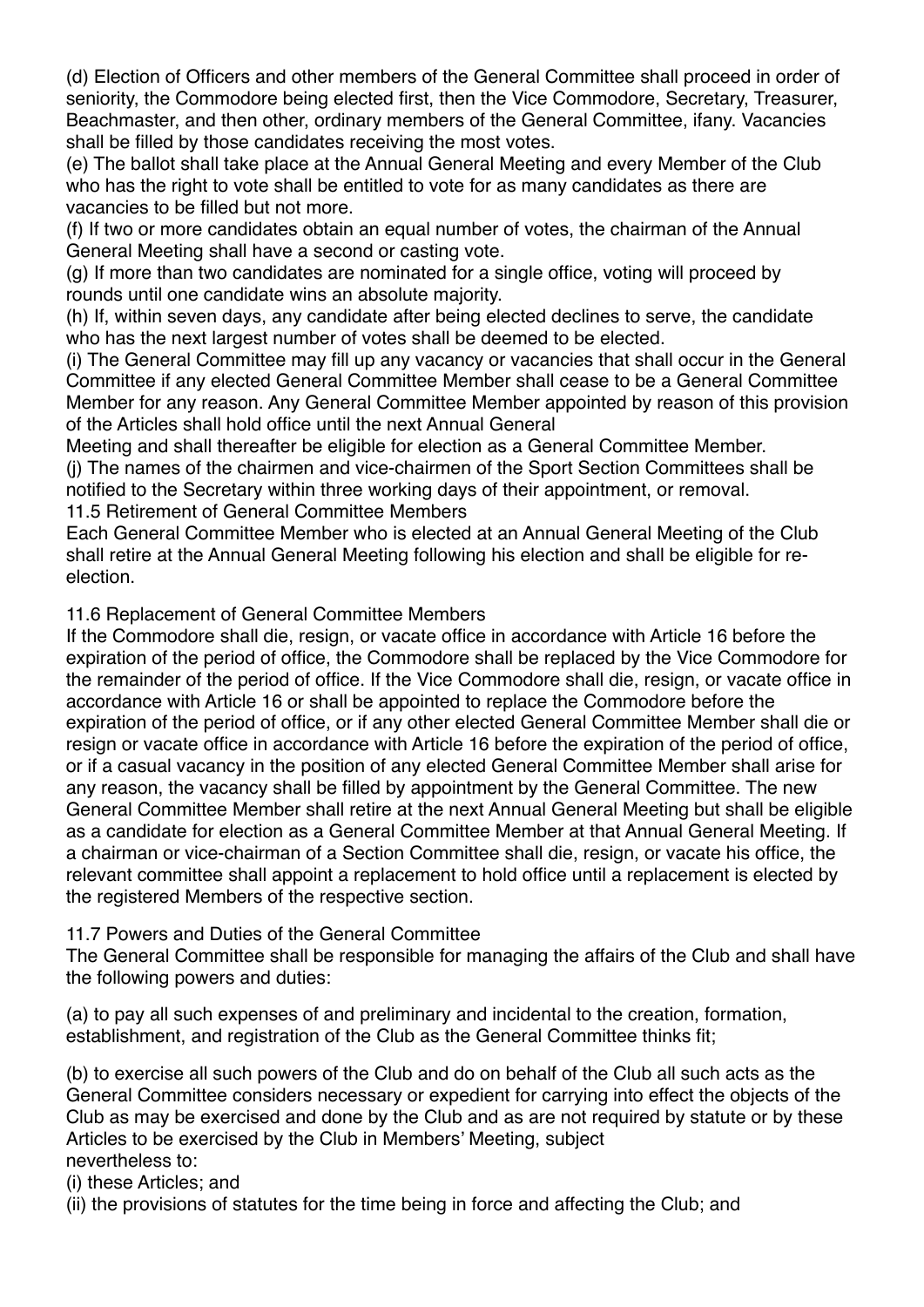(d) Election of Officers and other members of the General Committee shall proceed in order of seniority, the Commodore being elected first, then the Vice Commodore, Secretary, Treasurer, Beachmaster, and then other, ordinary members of the General Committee, ifany. Vacancies shall be filled by those candidates receiving the most votes.

(e) The ballot shall take place at the Annual General Meeting and every Member of the Club who has the right to vote shall be entitled to vote for as many candidates as there are vacancies to be filled but not more.

(f) If two or more candidates obtain an equal number of votes, the chairman of the Annual General Meeting shall have a second or casting vote.

(g) If more than two candidates are nominated for a single office, voting will proceed by rounds until one candidate wins an absolute majority.

(h) If, within seven days, any candidate after being elected declines to serve, the candidate who has the next largest number of votes shall be deemed to be elected.

(i) The General Committee may fill up any vacancy or vacancies that shall occur in the General Committee if any elected General Committee Member shall cease to be a General Committee Member for any reason. Any General Committee Member appointed by reason of this provision of the Articles shall hold office until the next Annual General Meeting and shall thereafter be eligible for election as a General Committee Member.

(j) The names of the chairmen and vice-chairmen of the Sport Section Committees shall be notified to the Secretary within three working days of their appointment, or removal.

### 11.5 Retirement of General Committee Members

Each General Committee Member who is elected at an Annual General Meeting of the Club shall retire at the Annual General Meeting following his election and shall be eligible for re-election.

### 11.6 Replacement of General Committee Members

If the Commodore shall die, resign, or vacate office in accordance with Article 16 before the expiration of the period of office, the Commodore shall be replaced by the Vice Commodore for the remainder of the period of office. If the Vice Commodore shall die, resign, or vacate office in accordance with Article 16 or shall be appointed to replace the Commodore before the expiration of the period of office, or if any other elected General Committee Member shall die or resign or vacate office in accordance with Article 16 before the expiration of the period of office, or if a casual vacancy in the position of any elected General Committee Member shall arise for any reason, the vacancy shall be filled by appointment by the General Committee. The new General Committee Member shall retire at the next Annual General Meeting but shall be eligible as a candidate for election as a General Committee Member at that Annual General Meeting. If a chairman or vice-chairman of a Section Committee shall die, resign, or vacate his office, the relevant committee shall appoint a replacement to hold office until a replacement is elected by the registered Members of the respective section.

### 11.7 Powers and Duties of the General Committee

The General Committee shall be responsible for managing the affairs of the Club and shall have the following powers and duties:

(a) to pay all such expenses of and preliminary and incidental to the creation, formation, establishment, and registration of the Club as the General Committee thinks fit;

(b) to exercise all such powers of the Club and do on behalf of the Club all such acts as the General Committee considers necessary or expedient for carrying into effect the objects of the Club as may be exercised and done by the Club and as are not required by statute or by these Articles to be exercised by the Club in Members' Meeting, subject nevertheless to:

(i) these Articles; and

(ii) the provisions of statutes for the time being in force and affecting the Club; and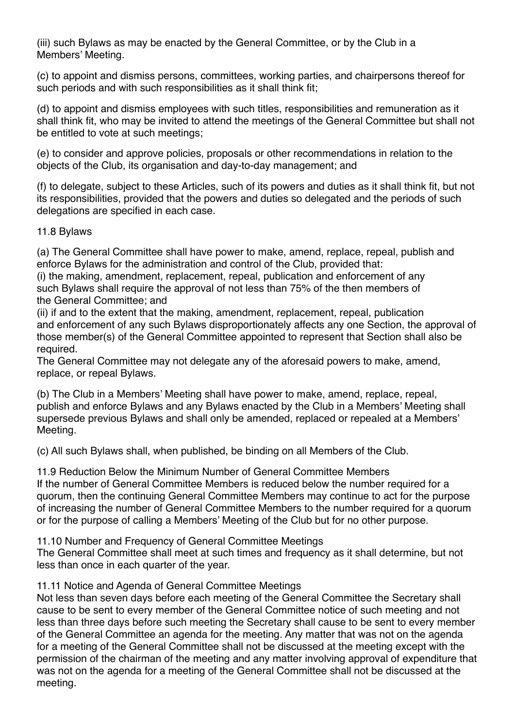(iii) such Bylaws as may be enacted by the General Committee, or by the Club in a Members' Meeting.

(c) to appoint and dismiss persons, committees, working parties, and chairpersons thereof for such periods and with such responsibilities as it shall think fit;

(d) to appoint and dismiss employees with such titles, responsibilities and remuneration as it shall think fit, who may be invited to attend the meetings of the General Committee but shall not be entitled to vote at such meetings;

(e) to consider and approve policies, proposals or other recommendations in relation to the objects of the Club, its organisation and day-to-day management; and

(f) to delegate, subject to these Articles, such of its powers and duties as it shall think fit, but not its responsibilities, provided that the powers and duties so delegated and the periods of such delegations are specified in each case.

11.8 Bylaws

(a) The General Committee shall have power to make, amend, replace, repeal, publish and enforce Bylaws for the administration and control of the Club, provided that:
(i) the making, amendment, replacement, repeal, publication and enforcement of any such Bylaws shall require the approval of not less than 75% of the then members of the General Committee; and
(ii) if and to the extent that the making, amendment, replacement, repeal, publication and enforcement of any such Bylaws disproportionately affects any one Section, the approval of those member(s) of the General Committee appointed to represent that Section shall also be required.
The General Committee may not delegate any of the aforesaid powers to make, amend, replace, or repeal Bylaws.

(b) The Club in a Members' Meeting shall have power to make, amend, replace, repeal, publish and enforce Bylaws and any Bylaws enacted by the Club in a Members' Meeting shall supersede previous Bylaws and shall only be amended, replaced or repealed at a Members' Meeting.

(c) All such Bylaws shall, when published, be binding on all Members of the Club.

11.9 Reduction Below the Minimum Number of General Committee Members
If the number of General Committee Members is reduced below the number required for a quorum, then the continuing General Committee Members may continue to act for the purpose of increasing the number of General Committee Members to the number required for a quorum or for the purpose of calling a Members' Meeting of the Club but for no other purpose.

11.10 Number and Frequency of General Committee Meetings
The General Committee shall meet at such times and frequency as it shall determine, but not less than once in each quarter of the year.

11.11 Notice and Agenda of General Committee Meetings
Not less than seven days before each meeting of the General Committee the Secretary shall cause to be sent to every member of the General Committee notice of such meeting and not less than three days before such meeting the Secretary shall cause to be sent to every member of the General Committee an agenda for the meeting. Any matter that was not on the agenda for a meeting of the General Committee shall not be discussed at the meeting except with the permission of the chairman of the meeting and any matter involving approval of expenditure that was not on the agenda for a meeting of the General Committee shall not be discussed at the meeting.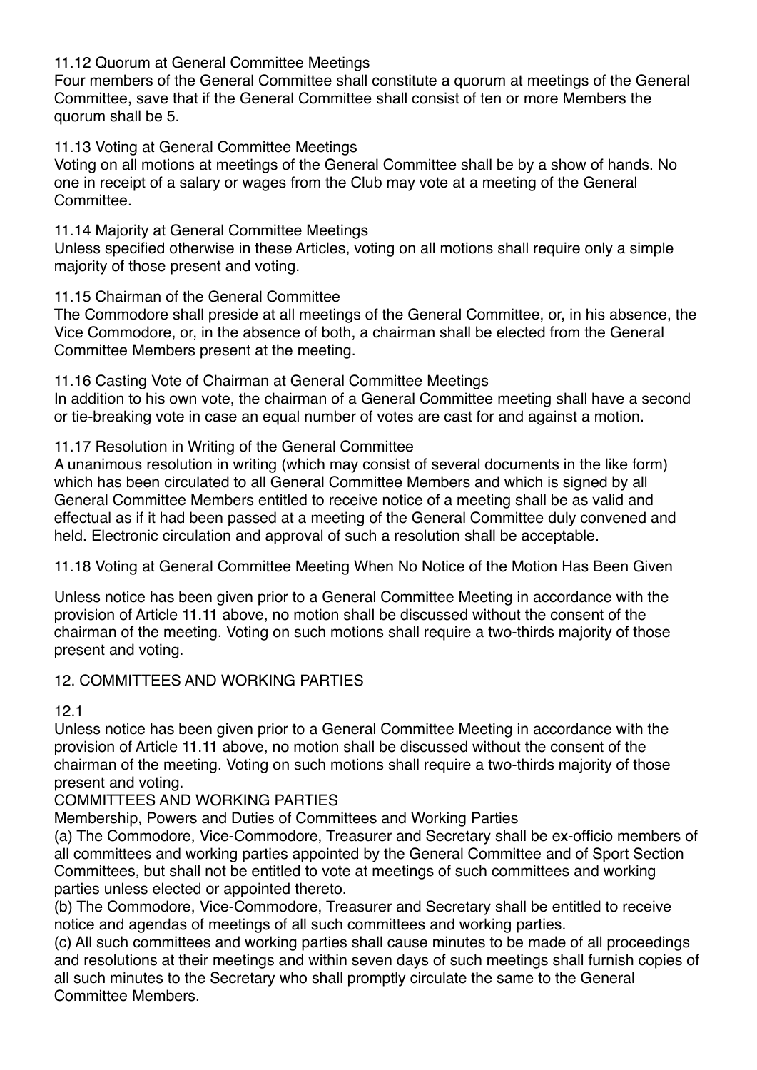11.12 Quorum at General Committee Meetings

Four members of the General Committee shall constitute a quorum at meetings of the General Committee, save that if the General Committee shall consist of ten or more Members the quorum shall be 5.

11.13 Voting at General Committee Meetings

Voting on all motions at meetings of the General Committee shall be by a show of hands. No one in receipt of a salary or wages from the Club may vote at a meeting of the General Committee.

11.14 Majority at General Committee Meetings

Unless specified otherwise in these Articles, voting on all motions shall require only a simple majority of those present and voting.

11.15 Chairman of the General Committee

The Commodore shall preside at all meetings of the General Committee, or, in his absence, the Vice Commodore, or, in the absence of both, a chairman shall be elected from the General Committee Members present at the meeting.

11.16 Casting Vote of Chairman at General Committee Meetings

In addition to his own vote, the chairman of a General Committee meeting shall have a second or tie-breaking vote in case an equal number of votes are cast for and against a motion.

11.17 Resolution in Writing of the General Committee

A unanimous resolution in writing (which may consist of several documents in the like form) which has been circulated to all General Committee Members and which is signed by all General Committee Members entitled to receive notice of a meeting shall be as valid and effectual as if it had been passed at a meeting of the General Committee duly convened and held. Electronic circulation and approval of such a resolution shall be acceptable.

11.18 Voting at General Committee Meeting When No Notice of the Motion Has Been Given

Unless notice has been given prior to a General Committee Meeting in accordance with the provision of Article 11.11 above, no motion shall be discussed without the consent of the chairman of the meeting. Voting on such motions shall require a two-thirds majority of those present and voting.

12. COMMITTEES AND WORKING PARTIES

12.1

Unless notice has been given prior to a General Committee Meeting in accordance with the provision of Article 11.11 above, no motion shall be discussed without the consent of the chairman of the meeting. Voting on such motions shall require a two-thirds majority of those present and voting.

COMMITTEES AND WORKING PARTIES

Membership, Powers and Duties of Committees and Working Parties

(a) The Commodore, Vice-Commodore, Treasurer and Secretary shall be ex-officio members of all committees and working parties appointed by the General Committee and of Sport Section Committees, but shall not be entitled to vote at meetings of such committees and working parties unless elected or appointed thereto.

(b) The Commodore, Vice-Commodore, Treasurer and Secretary shall be entitled to receive notice and agendas of meetings of all such committees and working parties.

(c) All such committees and working parties shall cause minutes to be made of all proceedings and resolutions at their meetings and within seven days of such meetings shall furnish copies of all such minutes to the Secretary who shall promptly circulate the same to the General Committee Members.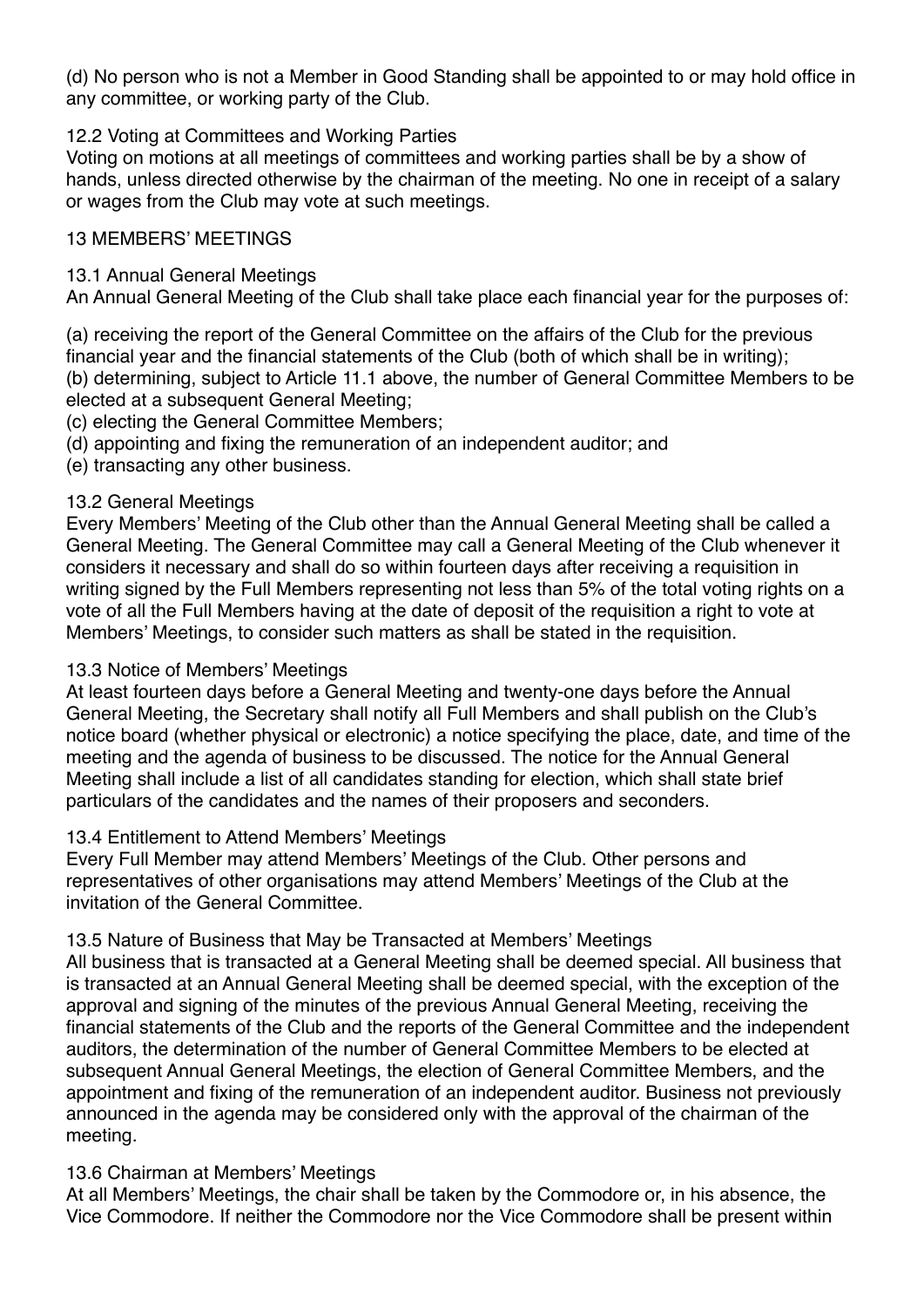(d) No person who is not a Member in Good Standing shall be appointed to or may hold office in any committee, or working party of the Club.

12.2 Voting at Committees and Working Parties

Voting on motions at all meetings of committees and working parties shall be by a show of hands, unless directed otherwise by the chairman of the meeting. No one in receipt of a salary or wages from the Club may vote at such meetings.

## 13 MEMBERS' MEETINGS

13.1 Annual General Meetings

An Annual General Meeting of the Club shall take place each financial year for the purposes of:

(a) receiving the report of the General Committee on the affairs of the Club for the previous financial year and the financial statements of the Club (both of which shall be in writing);
(b) determining, subject to Article 11.1 above, the number of General Committee Members to be elected at a subsequent General Meeting;
(c) electing the General Committee Members;
(d) appointing and fixing the remuneration of an independent auditor; and
(e) transacting any other business.

13.2 General Meetings

Every Members' Meeting of the Club other than the Annual General Meeting shall be called a General Meeting. The General Committee may call a General Meeting of the Club whenever it considers it necessary and shall do so within fourteen days after receiving a requisition in writing signed by the Full Members representing not less than 5% of the total voting rights on a vote of all the Full Members having at the date of deposit of the requisition a right to vote at Members' Meetings, to consider such matters as shall be stated in the requisition.

13.3 Notice of Members' Meetings

At least fourteen days before a General Meeting and twenty-one days before the Annual General Meeting, the Secretary shall notify all Full Members and shall publish on the Club's notice board (whether physical or electronic) a notice specifying the place, date, and time of the meeting and the agenda of business to be discussed. The notice for the Annual General Meeting shall include a list of all candidates standing for election, which shall state brief particulars of the candidates and the names of their proposers and seconders.

13.4 Entitlement to Attend Members' Meetings

Every Full Member may attend Members' Meetings of the Club. Other persons and representatives of other organisations may attend Members' Meetings of the Club at the invitation of the General Committee.

13.5 Nature of Business that May be Transacted at Members' Meetings

All business that is transacted at a General Meeting shall be deemed special. All business that is transacted at an Annual General Meeting shall be deemed special, with the exception of the approval and signing of the minutes of the previous Annual General Meeting, receiving the financial statements of the Club and the reports of the General Committee and the independent auditors, the determination of the number of General Committee Members to be elected at subsequent Annual General Meetings, the election of General Committee Members, and the appointment and fixing of the remuneration of an independent auditor. Business not previously announced in the agenda may be considered only with the approval of the chairman of the meeting.

13.6 Chairman at Members' Meetings

At all Members' Meetings, the chair shall be taken by the Commodore or, in his absence, the Vice Commodore. If neither the Commodore nor the Vice Commodore shall be present within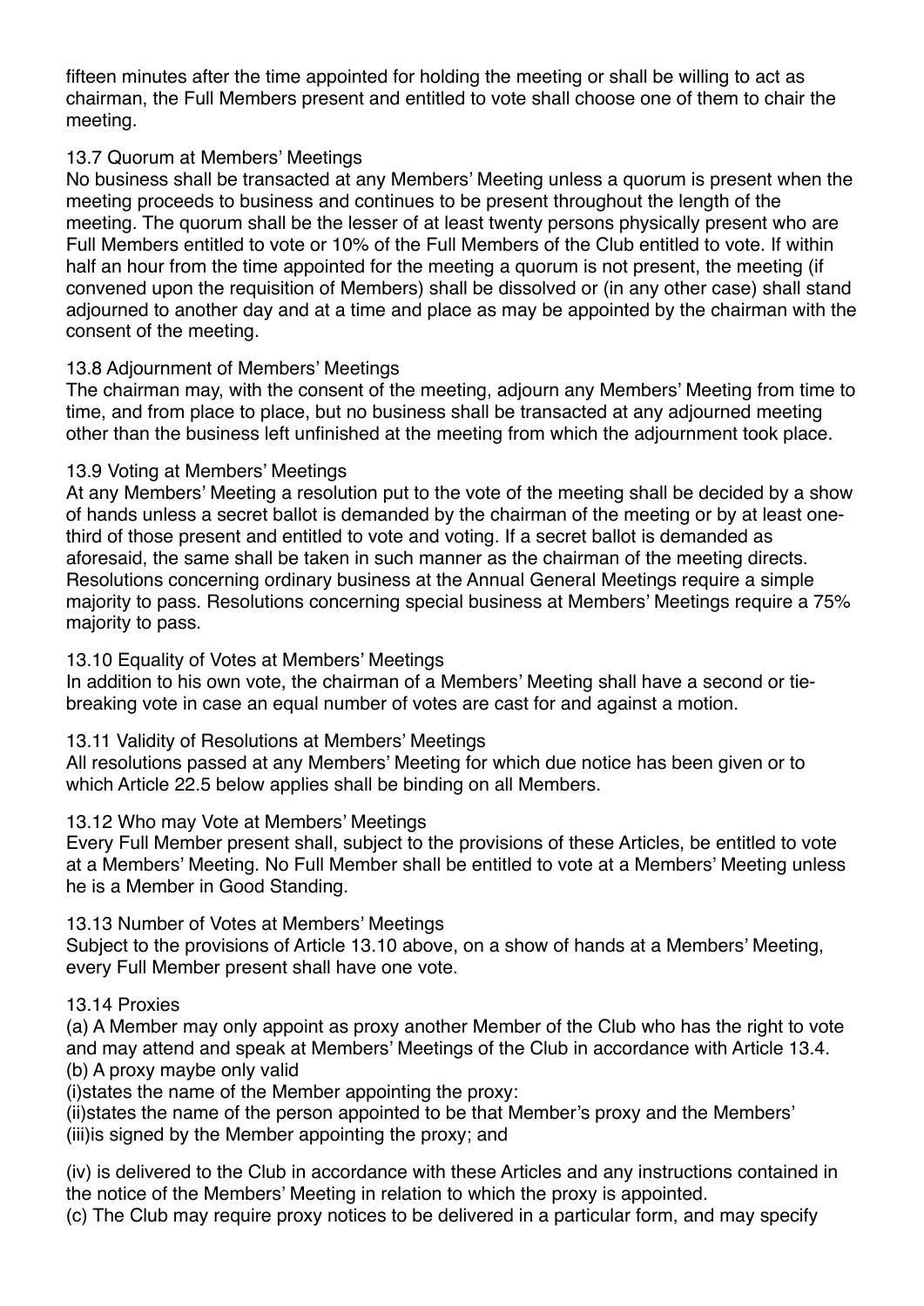fifteen minutes after the time appointed for holding the meeting or shall be willing to act as chairman, the Full Members present and entitled to vote shall choose one of them to chair the meeting.

13.7 Quorum at Members' Meetings

No business shall be transacted at any Members' Meeting unless a quorum is present when the meeting proceeds to business and continues to be present throughout the length of the meeting. The quorum shall be the lesser of at least twenty persons physically present who are Full Members entitled to vote or 10% of the Full Members of the Club entitled to vote. If within half an hour from the time appointed for the meeting a quorum is not present, the meeting (if convened upon the requisition of Members) shall be dissolved or (in any other case) shall stand adjourned to another day and at a time and place as may be appointed by the chairman with the consent of the meeting.

13.8 Adjournment of Members' Meetings

The chairman may, with the consent of the meeting, adjourn any Members' Meeting from time to time, and from place to place, but no business shall be transacted at any adjourned meeting other than the business left unfinished at the meeting from which the adjournment took place.

13.9 Voting at Members' Meetings

At any Members' Meeting a resolution put to the vote of the meeting shall be decided by a show of hands unless a secret ballot is demanded by the chairman of the meeting or by at least one-third of those present and entitled to vote and voting. If a secret ballot is demanded as aforesaid, the same shall be taken in such manner as the chairman of the meeting directs. Resolutions concerning ordinary business at the Annual General Meetings require a simple majority to pass. Resolutions concerning special business at Members' Meetings require a 75% majority to pass.

13.10 Equality of Votes at Members' Meetings

In addition to his own vote, the chairman of a Members' Meeting shall have a second or tie-breaking vote in case an equal number of votes are cast for and against a motion.

13.11 Validity of Resolutions at Members' Meetings

All resolutions passed at any Members' Meeting for which due notice has been given or to which Article 22.5 below applies shall be binding on all Members.

13.12 Who may Vote at Members' Meetings

Every Full Member present shall, subject to the provisions of these Articles, be entitled to vote at a Members' Meeting. No Full Member shall be entitled to vote at a Members' Meeting unless he is a Member in Good Standing.

13.13 Number of Votes at Members' Meetings

Subject to the provisions of Article 13.10 above, on a show of hands at a Members' Meeting, every Full Member present shall have one vote.

13.14 Proxies

(a) A Member may only appoint as proxy another Member of the Club who has the right to vote and may attend and speak at Members' Meetings of the Club in accordance with Article 13.4.
(b) A proxy maybe only valid
(i)states the name of the Member appointing the proxy:
(ii)states the name of the person appointed to be that Member's proxy and the Members'
(iii)is signed by the Member appointing the proxy; and

(iv) is delivered to the Club in accordance with these Articles and any instructions contained in the notice of the Members' Meeting in relation to which the proxy is appointed.
(c) The Club may require proxy notices to be delivered in a particular form, and may specify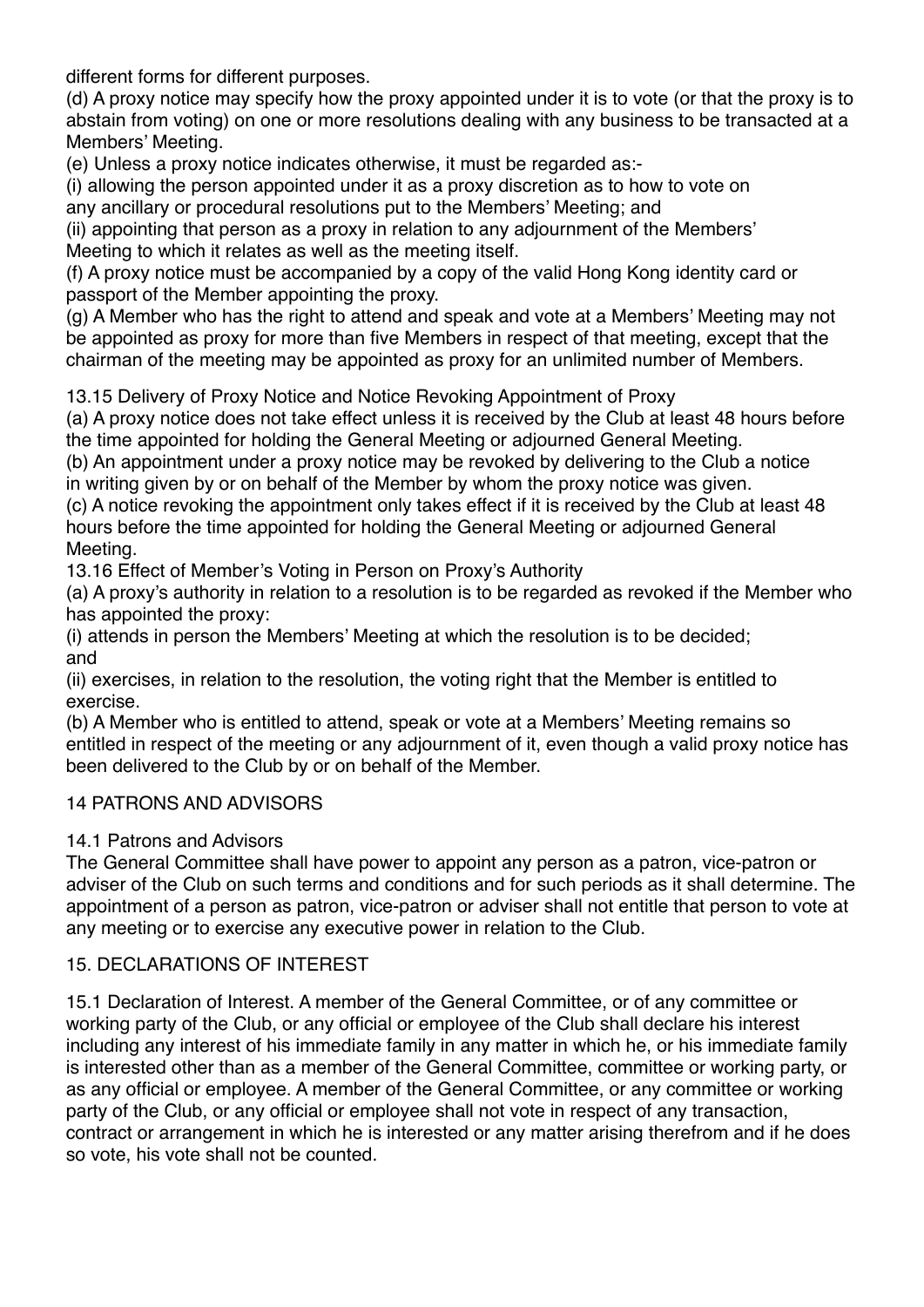different forms for different purposes.

(d) A proxy notice may specify how the proxy appointed under it is to vote (or that the proxy is to abstain from voting) on one or more resolutions dealing with any business to be transacted at a Members' Meeting.

(e) Unless a proxy notice indicates otherwise, it must be regarded as:-

(i) allowing the person appointed under it as a proxy discretion as to how to vote on any ancillary or procedural resolutions put to the Members' Meeting; and

(ii) appointing that person as a proxy in relation to any adjournment of the Members' Meeting to which it relates as well as the meeting itself.

(f) A proxy notice must be accompanied by a copy of the valid Hong Kong identity card or passport of the Member appointing the proxy.

(g) A Member who has the right to attend and speak and vote at a Members' Meeting may not be appointed as proxy for more than five Members in respect of that meeting, except that the chairman of the meeting may be appointed as proxy for an unlimited number of Members.

13.15 Delivery of Proxy Notice and Notice Revoking Appointment of Proxy

(a) A proxy notice does not take effect unless it is received by the Club at least 48 hours before the time appointed for holding the General Meeting or adjourned General Meeting.

(b) An appointment under a proxy notice may be revoked by delivering to the Club a notice in writing given by or on behalf of the Member by whom the proxy notice was given.

(c) A notice revoking the appointment only takes effect if it is received by the Club at least 48 hours before the time appointed for holding the General Meeting or adjourned General Meeting.

13.16 Effect of Member's Voting in Person on Proxy's Authority

(a) A proxy's authority in relation to a resolution is to be regarded as revoked if the Member who has appointed the proxy:

(i) attends in person the Members' Meeting at which the resolution is to be decided; and

(ii) exercises, in relation to the resolution, the voting right that the Member is entitled to exercise.

(b) A Member who is entitled to attend, speak or vote at a Members' Meeting remains so entitled in respect of the meeting or any adjournment of it, even though a valid proxy notice has been delivered to the Club by or on behalf of the Member.

## 14 PATRONS AND ADVISORS

14.1 Patrons and Advisors

The General Committee shall have power to appoint any person as a patron, vice-patron or adviser of the Club on such terms and conditions and for such periods as it shall determine. The appointment of a person as patron, vice-patron or adviser shall not entitle that person to vote at any meeting or to exercise any executive power in relation to the Club.

## 15. DECLARATIONS OF INTEREST

15.1 Declaration of Interest. A member of the General Committee, or of any committee or working party of the Club, or any official or employee of the Club shall declare his interest including any interest of his immediate family in any matter in which he, or his immediate family is interested other than as a member of the General Committee, committee or working party, or as any official or employee. A member of the General Committee, or any committee or working party of the Club, or any official or employee shall not vote in respect of any transaction, contract or arrangement in which he is interested or any matter arising therefrom and if he does so vote, his vote shall not be counted.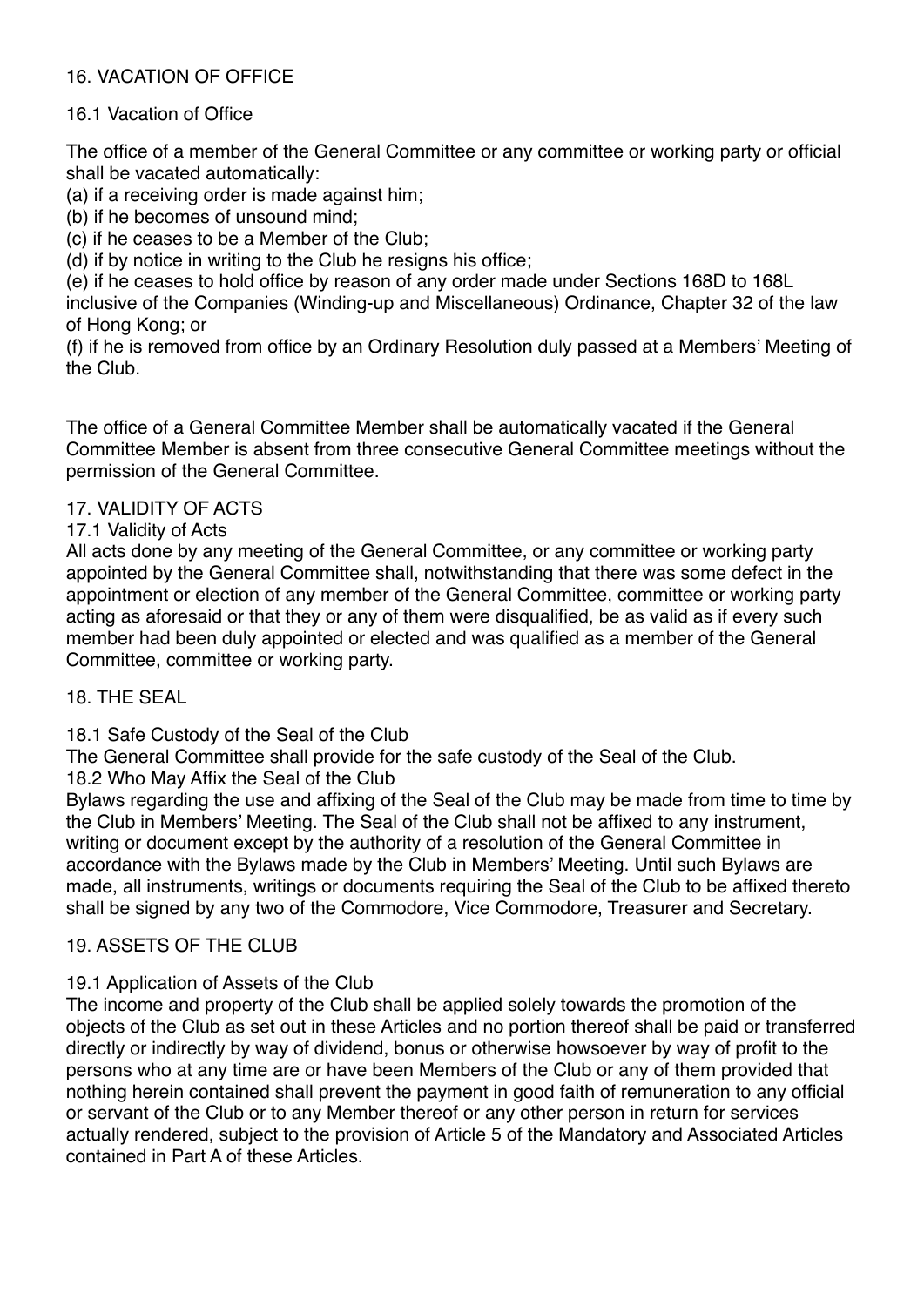## 16. VACATION OF OFFICE

### 16.1 Vacation of Office

The office of a member of the General Committee or any committee or working party or official shall be vacated automatically:

(a) if a receiving order is made against him;
(b) if he becomes of unsound mind;
(c) if he ceases to be a Member of the Club;
(d) if by notice in writing to the Club he resigns his office;
(e) if he ceases to hold office by reason of any order made under Sections 168D to 168L inclusive of the Companies (Winding-up and Miscellaneous) Ordinance, Chapter 32 of the law of Hong Kong; or
(f) if he is removed from office by an Ordinary Resolution duly passed at a Members' Meeting of the Club.

The office of a General Committee Member shall be automatically vacated if the General Committee Member is absent from three consecutive General Committee meetings without the permission of the General Committee.

## 17. VALIDITY OF ACTS

### 17.1 Validity of Acts

All acts done by any meeting of the General Committee, or any committee or working party appointed by the General Committee shall, notwithstanding that there was some defect in the appointment or election of any member of the General Committee, committee or working party acting as aforesaid or that they or any of them were disqualified, be as valid as if every such member had been duly appointed or elected and was qualified as a member of the General Committee, committee or working party.

## 18. THE SEAL

### 18.1 Safe Custody of the Seal of the Club

The General Committee shall provide for the safe custody of the Seal of the Club.

### 18.2 Who May Affix the Seal of the Club

Bylaws regarding the use and affixing of the Seal of the Club may be made from time to time by the Club in Members' Meeting. The Seal of the Club shall not be affixed to any instrument, writing or document except by the authority of a resolution of the General Committee in accordance with the Bylaws made by the Club in Members' Meeting. Until such Bylaws are made, all instruments, writings or documents requiring the Seal of the Club to be affixed thereto shall be signed by any two of the Commodore, Vice Commodore, Treasurer and Secretary.

## 19. ASSETS OF THE CLUB

### 19.1 Application of Assets of the Club

The income and property of the Club shall be applied solely towards the promotion of the objects of the Club as set out in these Articles and no portion thereof shall be paid or transferred directly or indirectly by way of dividend, bonus or otherwise howsoever by way of profit to the persons who at any time are or have been Members of the Club or any of them provided that nothing herein contained shall prevent the payment in good faith of remuneration to any official or servant of the Club or to any Member thereof or any other person in return for services actually rendered, subject to the provision of Article 5 of the Mandatory and Associated Articles contained in Part A of these Articles.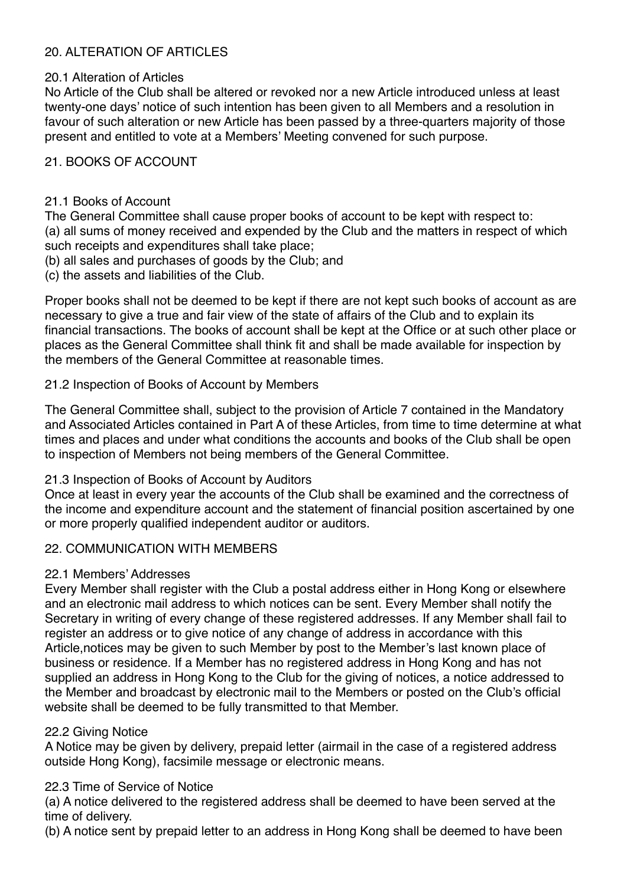## 20. ALTERATION OF ARTICLES

### 20.1 Alteration of Articles

No Article of the Club shall be altered or revoked nor a new Article introduced unless at least twenty-one days' notice of such intention has been given to all Members and a resolution in favour of such alteration or new Article has been passed by a three-quarters majority of those present and entitled to vote at a Members' Meeting convened for such purpose.

## 21. BOOKS OF ACCOUNT

### 21.1 Books of Account

The General Committee shall cause proper books of account to be kept with respect to:
(a) all sums of money received and expended by the Club and the matters in respect of which such receipts and expenditures shall take place;
(b) all sales and purchases of goods by the Club; and
(c) the assets and liabilities of the Club.

Proper books shall not be deemed to be kept if there are not kept such books of account as are necessary to give a true and fair view of the state of affairs of the Club and to explain its financial transactions. The books of account shall be kept at the Office or at such other place or places as the General Committee shall think fit and shall be made available for inspection by the members of the General Committee at reasonable times.

### 21.2 Inspection of Books of Account by Members

The General Committee shall, subject to the provision of Article 7 contained in the Mandatory and Associated Articles contained in Part A of these Articles, from time to time determine at what times and places and under what conditions the accounts and books of the Club shall be open to inspection of Members not being members of the General Committee.

### 21.3 Inspection of Books of Account by Auditors

Once at least in every year the accounts of the Club shall be examined and the correctness of the income and expenditure account and the statement of financial position ascertained by one or more properly qualified independent auditor or auditors.

## 22. COMMUNICATION WITH MEMBERS

### 22.1 Members' Addresses

Every Member shall register with the Club a postal address either in Hong Kong or elsewhere and an electronic mail address to which notices can be sent. Every Member shall notify the Secretary in writing of every change of these registered addresses. If any Member shall fail to register an address or to give notice of any change of address in accordance with this Article,notices may be given to such Member by post to the Member's last known place of business or residence. If a Member has no registered address in Hong Kong and has not supplied an address in Hong Kong to the Club for the giving of notices, a notice addressed to the Member and broadcast by electronic mail to the Members or posted on the Club's official website shall be deemed to be fully transmitted to that Member.

### 22.2 Giving Notice

A Notice may be given by delivery, prepaid letter (airmail in the case of a registered address outside Hong Kong), facsimile message or electronic means.

### 22.3 Time of Service of Notice

(a) A notice delivered to the registered address shall be deemed to have been served at the time of delivery.
(b) A notice sent by prepaid letter to an address in Hong Kong shall be deemed to have been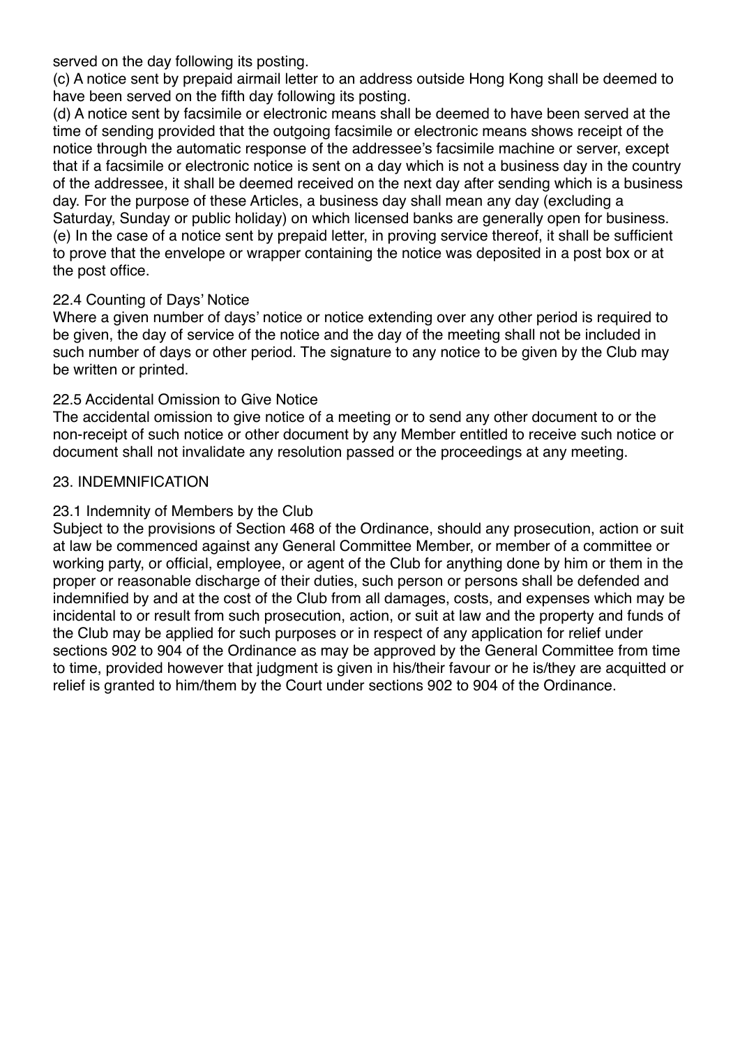served on the day following its posting.

(c) A notice sent by prepaid airmail letter to an address outside Hong Kong shall be deemed to have been served on the fifth day following its posting.

(d) A notice sent by facsimile or electronic means shall be deemed to have been served at the time of sending provided that the outgoing facsimile or electronic means shows receipt of the notice through the automatic response of the addressee's facsimile machine or server, except that if a facsimile or electronic notice is sent on a day which is not a business day in the country of the addressee, it shall be deemed received on the next day after sending which is a business day. For the purpose of these Articles, a business day shall mean any day (excluding a Saturday, Sunday or public holiday) on which licensed banks are generally open for business.

(e) In the case of a notice sent by prepaid letter, in proving service thereof, it shall be sufficient to prove that the envelope or wrapper containing the notice was deposited in a post box or at the post office.

### 22.4 Counting of Days' Notice

Where a given number of days' notice or notice extending over any other period is required to be given, the day of service of the notice and the day of the meeting shall not be included in such number of days or other period. The signature to any notice to be given by the Club may be written or printed.

### 22.5 Accidental Omission to Give Notice

The accidental omission to give notice of a meeting or to send any other document to or the non-receipt of such notice or other document by any Member entitled to receive such notice or document shall not invalidate any resolution passed or the proceedings at any meeting.

## 23. INDEMNIFICATION

### 23.1 Indemnity of Members by the Club

Subject to the provisions of Section 468 of the Ordinance, should any prosecution, action or suit at law be commenced against any General Committee Member, or member of a committee or working party, or official, employee, or agent of the Club for anything done by him or them in the proper or reasonable discharge of their duties, such person or persons shall be defended and indemnified by and at the cost of the Club from all damages, costs, and expenses which may be incidental to or result from such prosecution, action, or suit at law and the property and funds of the Club may be applied for such purposes or in respect of any application for relief under sections 902 to 904 of the Ordinance as may be approved by the General Committee from time to time, provided however that judgment is given in his/their favour or he is/they are acquitted or relief is granted to him/them by the Court under sections 902 to 904 of the Ordinance.